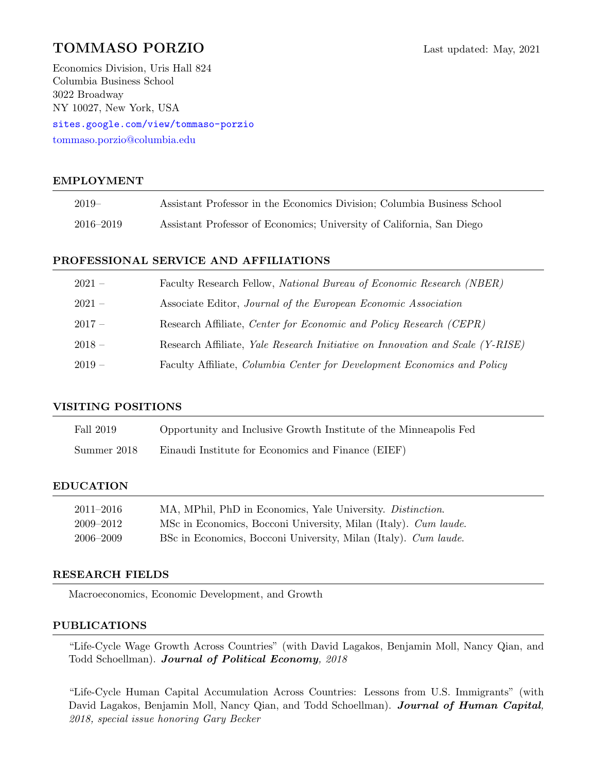# TOMMASO PORZIO

Last updated: May, 2021

Economics Division, Uris Hall 824
Columbia Business School
3022 Broadway
NY 10027, New York, USA
sites.google.com/view/tommaso-porzio
tommaso.porzio@columbia.edu

## EMPLOYMENT

| | |
|---|---|
| 2019– | Assistant Professor in the Economics Division; Columbia Business School |
| 2016–2019 | Assistant Professor of Economics; University of California, San Diego |

## PROFESSIONAL SERVICE AND AFFILIATIONS

| | |
|---|---|
| 2021 – | Faculty Research Fellow, *National Bureau of Economic Research (NBER)* |
| 2021 – | Associate Editor, *Journal of the European Economic Association* |
| 2017 – | Research Affiliate, *Center for Economic and Policy Research (CEPR)* |
| 2018 – | Research Affiliate, *Yale Research Initiative on Innovation and Scale (Y-RISE)* |
| 2019 – | Faculty Affiliate, *Columbia Center for Development Economics and Policy* |

## VISITING POSITIONS

| | |
|---|---|
| Fall 2019 | Opportunity and Inclusive Growth Institute of the Minneapolis Fed |
| Summer 2018 | Einaudi Institute for Economics and Finance (EIEF) |

## EDUCATION

| | |
|---|---|
| 2011–2016 | MA, MPhil, PhD in Economics, Yale University. *Distinction*. |
| 2009–2012 | MSc in Economics, Bocconi University, Milan (Italy). *Cum laude*. |
| 2006–2009 | BSc in Economics, Bocconi University, Milan (Italy). *Cum laude*. |

## RESEARCH FIELDS

Macroeconomics, Economic Development, and Growth

## PUBLICATIONS

"Life-Cycle Wage Growth Across Countries" (with David Lagakos, Benjamin Moll, Nancy Qian, and Todd Schoellman). ***Journal of Political Economy****, 2018*

"Life-Cycle Human Capital Accumulation Across Countries: Lessons from U.S. Immigrants" (with David Lagakos, Benjamin Moll, Nancy Qian, and Todd Schoellman). ***Journal of Human Capital****, 2018, special issue honoring Gary Becker*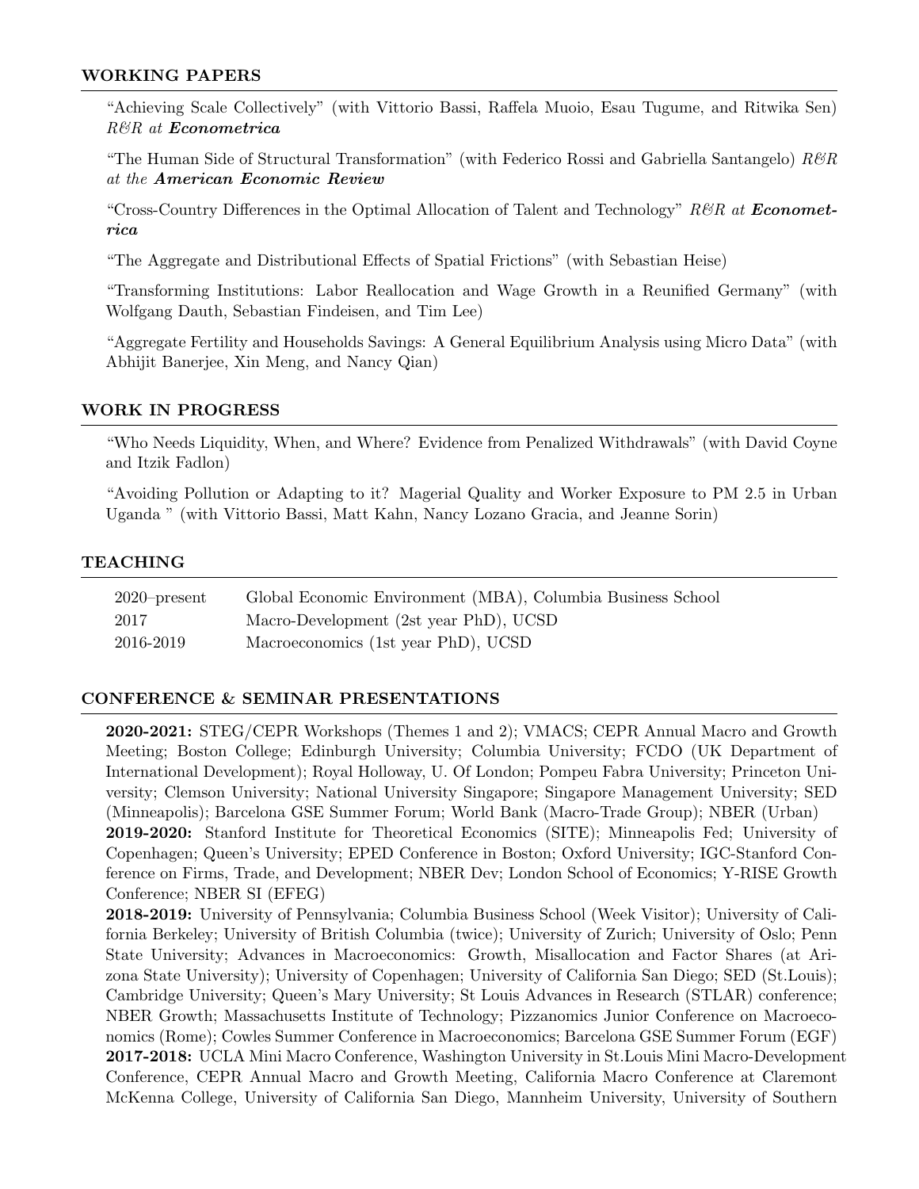## WORKING PAPERS

"Achieving Scale Collectively" (with Vittorio Bassi, Raffela Muoio, Esau Tugume, and Ritwika Sen) *R&R at **Econometrica***

"The Human Side of Structural Transformation" (with Federico Rossi and Gabriella Santangelo) *R&R at the **American Economic Review***

"Cross-Country Differences in the Optimal Allocation of Talent and Technology" *R&R at **Econometrica***

"The Aggregate and Distributional Effects of Spatial Frictions" (with Sebastian Heise)

"Transforming Institutions: Labor Reallocation and Wage Growth in a Reunified Germany" (with Wolfgang Dauth, Sebastian Findeisen, and Tim Lee)

"Aggregate Fertility and Households Savings: A General Equilibrium Analysis using Micro Data" (with Abhijit Banerjee, Xin Meng, and Nancy Qian)

## WORK IN PROGRESS

"Who Needs Liquidity, When, and Where? Evidence from Penalized Withdrawals" (with David Coyne and Itzik Fadlon)

"Avoiding Pollution or Adapting to it? Magerial Quality and Worker Exposure to PM 2.5 in Urban Uganda " (with Vittorio Bassi, Matt Kahn, Nancy Lozano Gracia, and Jeanne Sorin)

## TEACHING

| | |
|---|---|
| 2020–present | Global Economic Environment (MBA), Columbia Business School |
| 2017 | Macro-Development (2st year PhD), UCSD |
| 2016-2019 | Macroeconomics (1st year PhD), UCSD |

## CONFERENCE & SEMINAR PRESENTATIONS

**2020-2021:** STEG/CEPR Workshops (Themes 1 and 2); VMACS; CEPR Annual Macro and Growth Meeting; Boston College; Edinburgh University; Columbia University; FCDO (UK Department of International Development); Royal Holloway, U. Of London; Pompeu Fabra University; Princeton University; Clemson University; National University Singapore; Singapore Management University; SED (Minneapolis); Barcelona GSE Summer Forum; World Bank (Macro-Trade Group); NBER (Urban)
**2019-2020:** Stanford Institute for Theoretical Economics (SITE); Minneapolis Fed; University of Copenhagen; Queen's University; EPED Conference in Boston; Oxford University; IGC-Stanford Conference on Firms, Trade, and Development; NBER Dev; London School of Economics; Y-RISE Growth Conference; NBER SI (EFEG)
**2018-2019:** University of Pennsylvania; Columbia Business School (Week Visitor); University of California Berkeley; University of British Columbia (twice); University of Zurich; University of Oslo; Penn State University; Advances in Macroeconomics: Growth, Misallocation and Factor Shares (at Arizona State University); University of Copenhagen; University of California San Diego; SED (St.Louis); Cambridge University; Queen's Mary University; St Louis Advances in Research (STLAR) conference; NBER Growth; Massachusetts Institute of Technology; Pizzanomics Junior Conference on Macroeconomics (Rome); Cowles Summer Conference in Macroeconomics; Barcelona GSE Summer Forum (EGF)
**2017-2018:** UCLA Mini Macro Conference, Washington University in St.Louis Mini Macro-Development Conference, CEPR Annual Macro and Growth Meeting, California Macro Conference at Claremont McKenna College, University of California San Diego, Mannheim University, University of Southern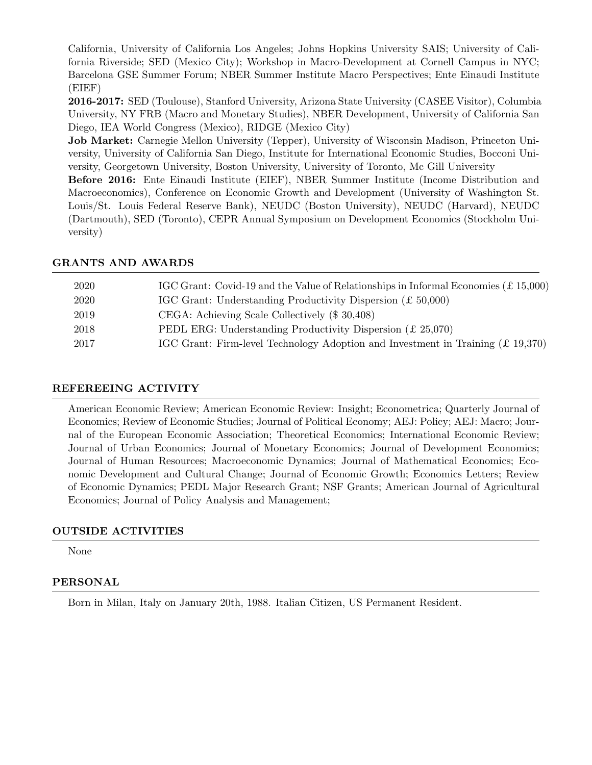California, University of California Los Angeles; Johns Hopkins University SAIS; University of California Riverside; SED (Mexico City); Workshop in Macro-Development at Cornell Campus in NYC; Barcelona GSE Summer Forum; NBER Summer Institute Macro Perspectives; Ente Einaudi Institute (EIEF)

**2016-2017:** SED (Toulouse), Stanford University, Arizona State University (CASEE Visitor), Columbia University, NY FRB (Macro and Monetary Studies), NBER Development, University of California San Diego, IEA World Congress (Mexico), RIDGE (Mexico City)

**Job Market:** Carnegie Mellon University (Tepper), University of Wisconsin Madison, Princeton University, University of California San Diego, Institute for International Economic Studies, Bocconi University, Georgetown University, Boston University, University of Toronto, Mc Gill University

**Before 2016:** Ente Einaudi Institute (EIEF), NBER Summer Institute (Income Distribution and Macroeconomics), Conference on Economic Growth and Development (University of Washington St. Louis/St. Louis Federal Reserve Bank), NEUDC (Boston University), NEUDC (Harvard), NEUDC (Dartmouth), SED (Toronto), CEPR Annual Symposium on Development Economics (Stockholm University)

## GRANTS AND AWARDS

| | |
|---|---|
| 2020 | IGC Grant: Covid-19 and the Value of Relationships in Informal Economies (£ 15,000) |
| 2020 | IGC Grant: Understanding Productivity Dispersion (£ 50,000) |
| 2019 | CEGA: Achieving Scale Collectively ($ 30,408) |
| 2018 | PEDL ERG: Understanding Productivity Dispersion (£ 25,070) |
| 2017 | IGC Grant: Firm-level Technology Adoption and Investment in Training (£ 19,370) |

## REFEREEING ACTIVITY

American Economic Review; American Economic Review: Insight; Econometrica; Quarterly Journal of Economics; Review of Economic Studies; Journal of Political Economy; AEJ: Policy; AEJ: Macro; Journal of the European Economic Association; Theoretical Economics; International Economic Review; Journal of Urban Economics; Journal of Monetary Economics; Journal of Development Economics; Journal of Human Resources; Macroeconomic Dynamics; Journal of Mathematical Economics; Economic Development and Cultural Change; Journal of Economic Growth; Economics Letters; Review of Economic Dynamics; PEDL Major Research Grant; NSF Grants; American Journal of Agricultural Economics; Journal of Policy Analysis and Management;

## OUTSIDE ACTIVITIES

None

## PERSONAL

Born in Milan, Italy on January 20th, 1988. Italian Citizen, US Permanent Resident.